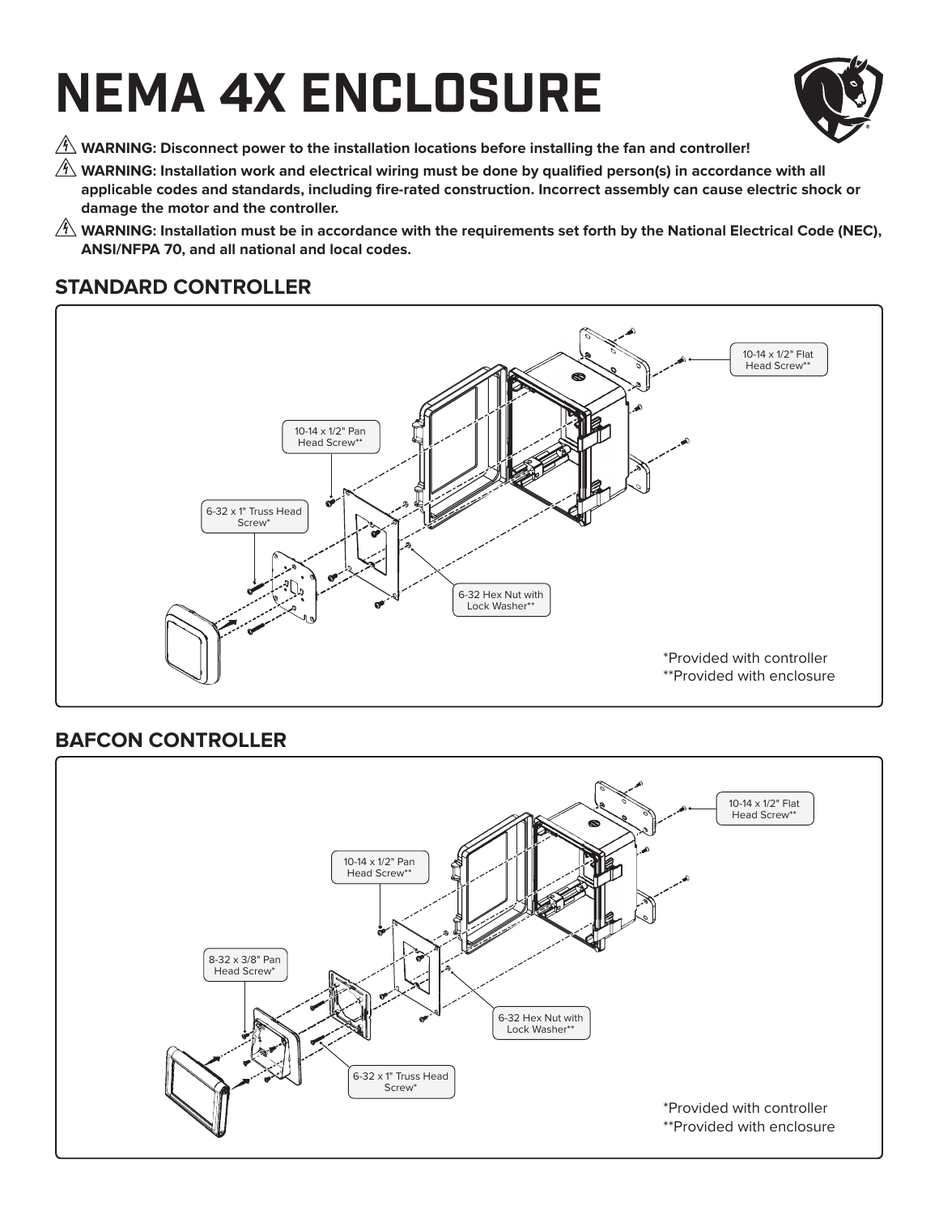# NEMA 4X ENCLOSURE

⚠ **WARNING: Disconnect power to the installation locations before installing the fan and controller!**

⚠ **WARNING: Installation work and electrical wiring must be done by qualified person(s) in accordance with all applicable codes and standards, including fire-rated construction. Incorrect assembly can cause electric shock or damage the motor and the controller.**

⚠ **WARNING: Installation must be in accordance with the requirements set forth by the National Electrical Code (NEC), ANSI/NFPA 70, and all national and local codes.**

## STANDARD CONTROLLER

10-14 x 1/2" Flat Head Screw**

10-14 x 1/2" Pan Head Screw**

6-32 x 1" Truss Head Screw*

6-32 Hex Nut with Lock Washer**

*Provided with controller
**Provided with enclosure

## BAFCON CONTROLLER

10-14 x 1/2" Flat Head Screw**

10-14 x 1/2" Pan Head Screw**

8-32 x 3/8" Pan Head Screw*

6-32 Hex Nut with Lock Washer**

6-32 x 1" Truss Head Screw*

*Provided with controller
**Provided with enclosure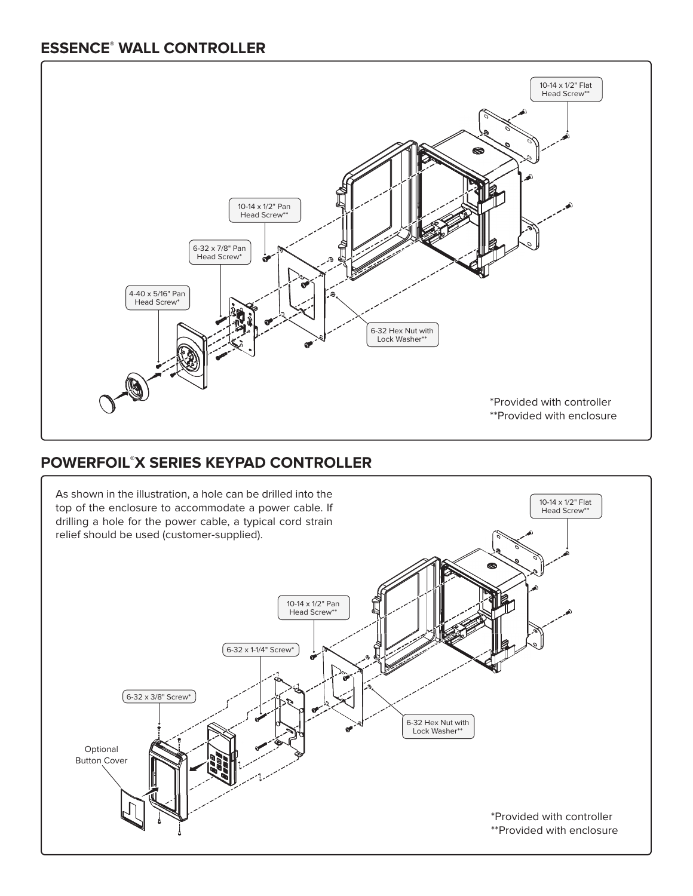## ESSENCE® WALL CONTROLLER

10-14 x 1/2" Flat Head Screw**

10-14 x 1/2" Pan Head Screw**

6-32 x 7/8" Pan Head Screw*

4-40 x 5/16" Pan Head Screw*

6-32 Hex Nut with Lock Washer**

*Provided with controller
**Provided with enclosure

## POWERFOIL®X SERIES KEYPAD CONTROLLER

As shown in the illustration, a hole can be drilled into the top of the enclosure to accommodate a power cable. If drilling a hole for the power cable, a typical cord strain relief should be used (customer-supplied).

10-14 x 1/2" Flat Head Screw**

10-14 x 1/2" Pan Head Screw**

6-32 x 1-1/4" Screw*

6-32 x 3/8" Screw*

Optional Button Cover

6-32 Hex Nut with Lock Washer**

*Provided with controller
**Provided with enclosure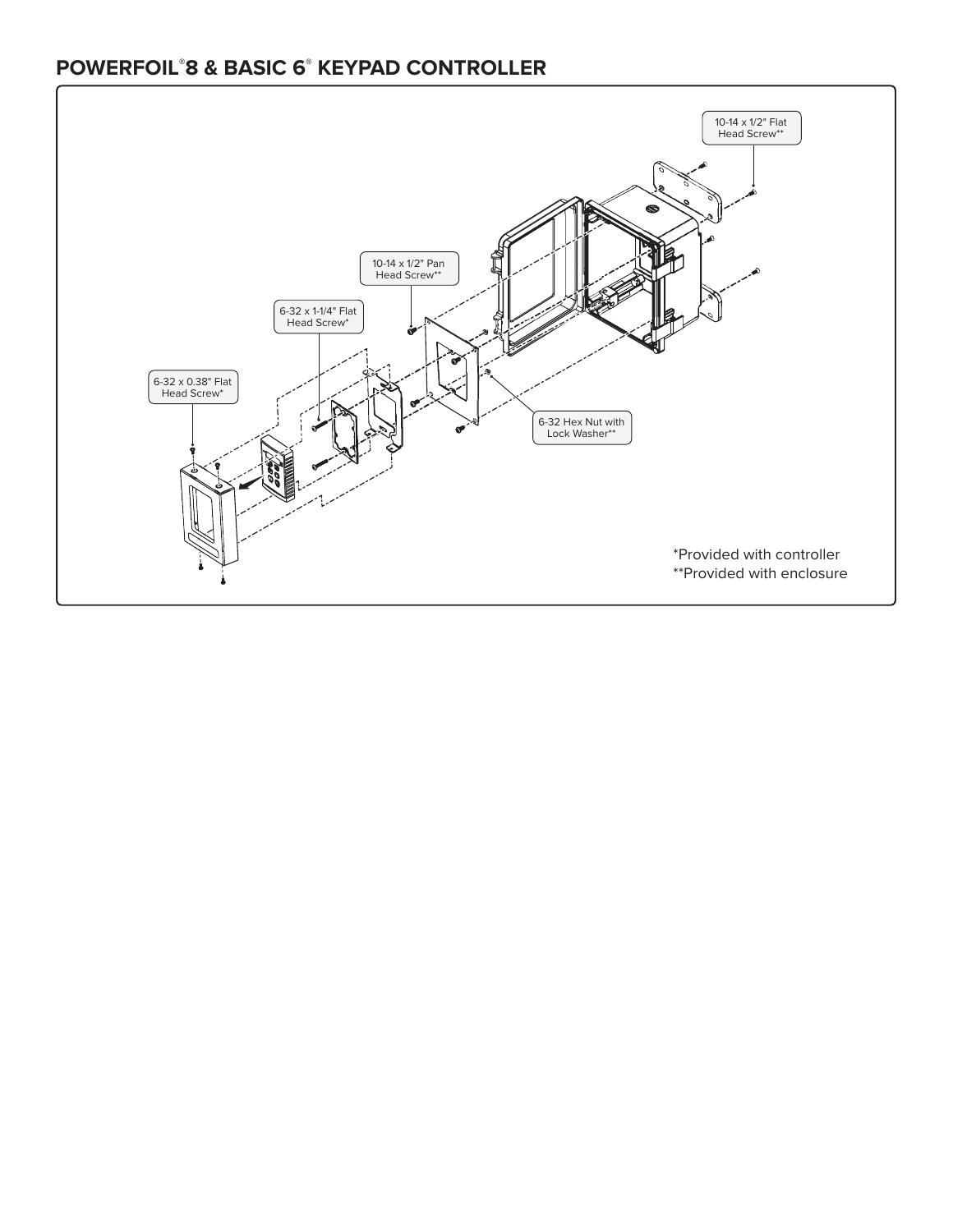## POWERFOIL®8 & BASIC 6® KEYPAD CONTROLLER

10-14 x 1/2" Flat Head Screw**

10-14 x 1/2" Pan Head Screw**

6-32 x 1-1/4" Flat Head Screw*

6-32 x 0.38" Flat Head Screw*

6-32 Hex Nut with Lock Washer**

*Provided with controller
**Provided with enclosure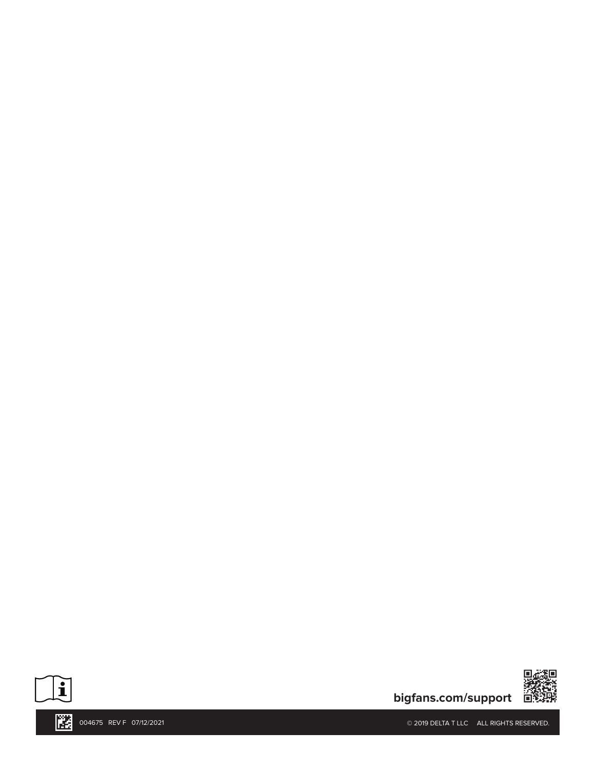**bigfans.com/support**

004675 REV F 07/12/2021

© 2019 DELTA T LLC ALL RIGHTS RESERVED.